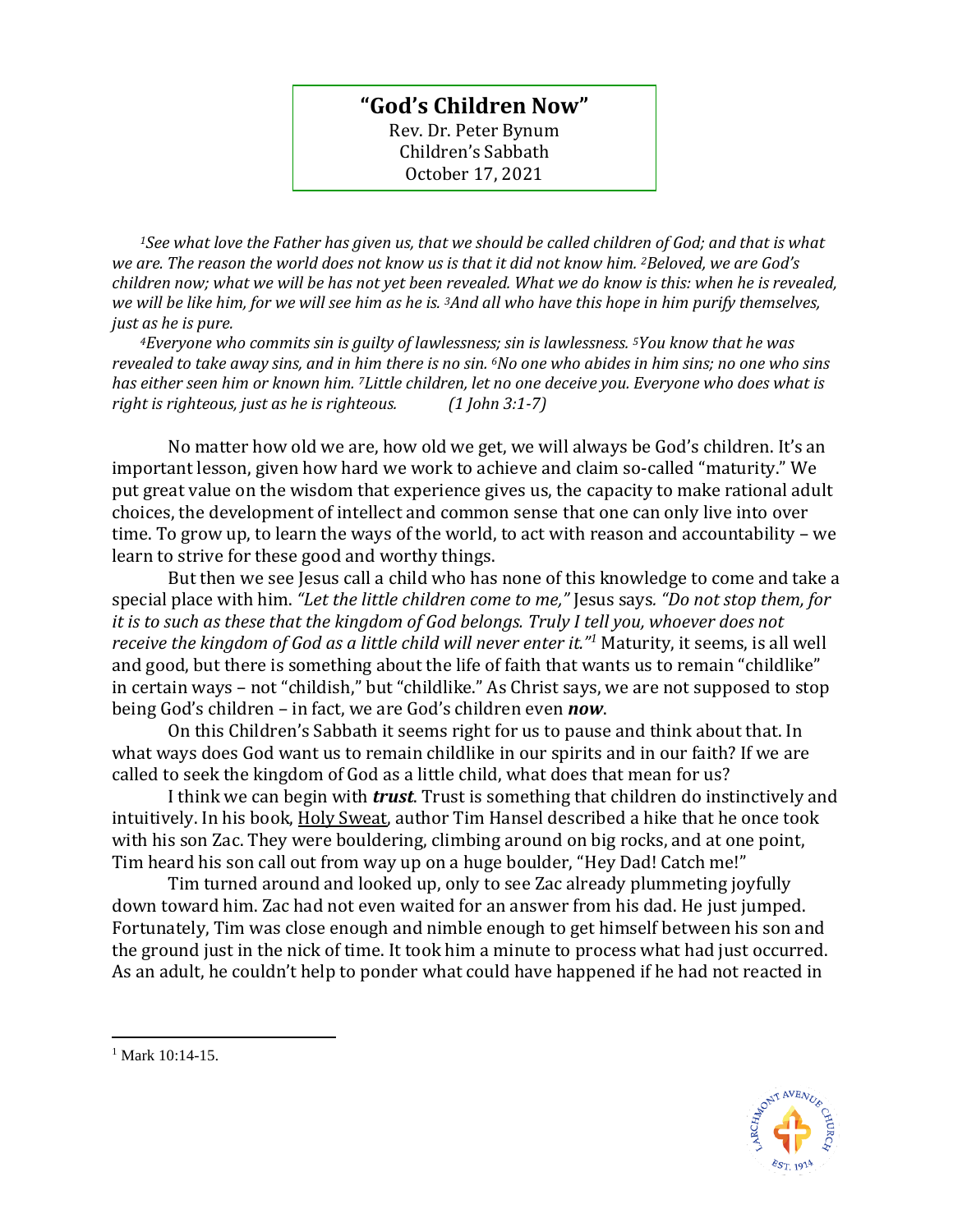# "God's Children Now"

Rev. Dr. Peter Bynum
Children's Sabbath
October 17, 2021

*[1]See what love the Father has given us, that we should be called children of God; and that is what we are. The reason the world does not know us is that it did not know him. [2]Beloved, we are God's children now; what we will be has not yet been revealed. What we do know is this: when he is revealed, we will be like him, for we will see him as he is. [3]And all who have this hope in him purify themselves, just as he is pure.*

*[4]Everyone who commits sin is guilty of lawlessness; sin is lawlessness. [5]You know that he was revealed to take away sins, and in him there is no sin. [6]No one who abides in him sins; no one who sins has either seen him or known him. [7]Little children, let no one deceive you. Everyone who does what is right is righteous, just as he is righteous.* *(1 John 3:1-7)*

No matter how old we are, how old we get, we will always be God's children. It's an important lesson, given how hard we work to achieve and claim so-called "maturity." We put great value on the wisdom that experience gives us, the capacity to make rational adult choices, the development of intellect and common sense that one can only live into over time. To grow up, to learn the ways of the world, to act with reason and accountability – we learn to strive for these good and worthy things.

But then we see Jesus call a child who has none of this knowledge to come and take a special place with him. *"Let the little children come to me,"* Jesus says. *"Do not stop them, for it is to such as these that the kingdom of God belongs. Truly I tell you, whoever does not receive the kingdom of God as a little child will never enter it."*[1] Maturity, it seems, is all well and good, but there is something about the life of faith that wants us to remain "childlike" in certain ways – not "childish," but "childlike." As Christ says, we are not supposed to stop being God's children – in fact, we are God's children even ***now***.

On this Children's Sabbath it seems right for us to pause and think about that. In what ways does God want us to remain childlike in our spirits and in our faith? If we are called to seek the kingdom of God as a little child, what does that mean for us?

I think we can begin with ***trust***. Trust is something that children do instinctively and intuitively. In his book, Holy Sweat, author Tim Hansel described a hike that he once took with his son Zac. They were bouldering, climbing around on big rocks, and at one point, Tim heard his son call out from way up on a huge boulder, "Hey Dad! Catch me!"

Tim turned around and looked up, only to see Zac already plummeting joyfully down toward him. Zac had not even waited for an answer from his dad. He just jumped. Fortunately, Tim was close enough and nimble enough to get himself between his son and the ground just in the nick of time. It took him a minute to process what had just occurred. As an adult, he couldn't help to ponder what could have happened if he had not reacted in

---

[1] Mark 10:14-15.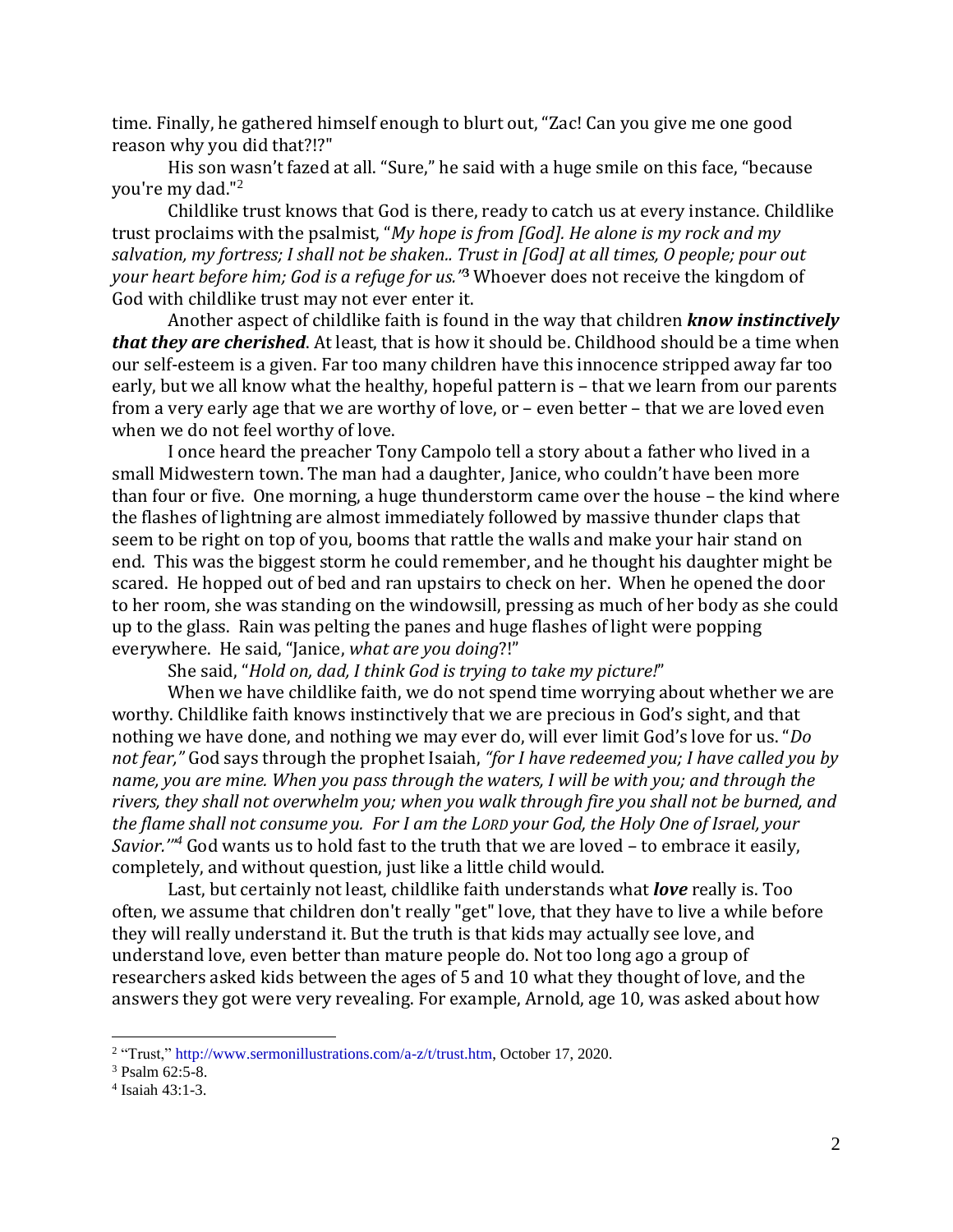time. Finally, he gathered himself enough to blurt out, "Zac! Can you give me one good reason why you did that?!?"

His son wasn't fazed at all. "Sure," he said with a huge smile on this face, "because you're my dad."[2]

Childlike trust knows that God is there, ready to catch us at every instance. Childlike trust proclaims with the psalmist, "*My hope is from [God]. He alone is my rock and my salvation, my fortress; I shall not be shaken.. Trust in [God] at all times, O people; pour out your heart before him; God is a refuge for us.*"[3] Whoever does not receive the kingdom of God with childlike trust may not ever enter it.

Another aspect of childlike faith is found in the way that children ***know instinctively that they are cherished***. At least, that is how it should be. Childhood should be a time when our self-esteem is a given. Far too many children have this innocence stripped away far too early, but we all know what the healthy, hopeful pattern is – that we learn from our parents from a very early age that we are worthy of love, or – even better – that we are loved even when we do not feel worthy of love.

I once heard the preacher Tony Campolo tell a story about a father who lived in a small Midwestern town. The man had a daughter, Janice, who couldn't have been more than four or five. One morning, a huge thunderstorm came over the house – the kind where the flashes of lightning are almost immediately followed by massive thunder claps that seem to be right on top of you, booms that rattle the walls and make your hair stand on end. This was the biggest storm he could remember, and he thought his daughter might be scared. He hopped out of bed and ran upstairs to check on her. When he opened the door to her room, she was standing on the windowsill, pressing as much of her body as she could up to the glass. Rain was pelting the panes and huge flashes of light were popping everywhere. He said, "Janice, *what are you doing*?!"

She said, "*Hold on, dad, I think God is trying to take my picture!*"

When we have childlike faith, we do not spend time worrying about whether we are worthy. Childlike faith knows instinctively that we are precious in God's sight, and that nothing we have done, and nothing we may ever do, will ever limit God's love for us. "*Do not fear,*" God says through the prophet Isaiah, *"for I have redeemed you; I have called you by name, you are mine. When you pass through the waters, I will be with you; and through the rivers, they shall not overwhelm you; when you walk through fire you shall not be burned, and the flame shall not consume you. For I am the LORD your God, the Holy One of Israel, your Savior."*[4] God wants us to hold fast to the truth that we are loved – to embrace it easily, completely, and without question, just like a little child would.

Last, but certainly not least, childlike faith understands what ***love*** really is. Too often, we assume that children don't really "get" love, that they have to live a while before they will really understand it. But the truth is that kids may actually see love, and understand love, even better than mature people do. Not too long ago a group of researchers asked kids between the ages of 5 and 10 what they thought of love, and the answers they got were very revealing. For example, Arnold, age 10, was asked about how

---

[2] "Trust," http://www.sermonillustrations.com/a-z/t/trust.htm, October 17, 2020.

[3] Psalm 62:5-8.

[4] Isaiah 43:1-3.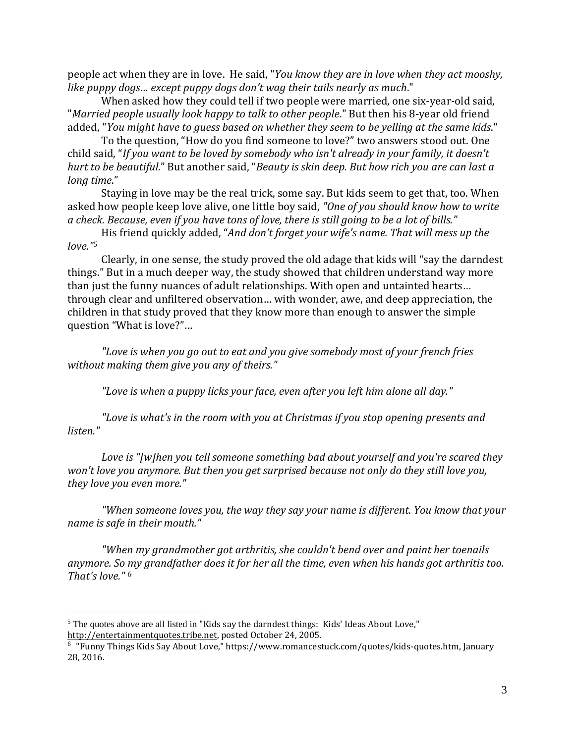people act when they are in love. He said, "*You know they are in love when they act mooshy, like puppy dogs… except puppy dogs don't wag their tails nearly as much*."

When asked how they could tell if two people were married, one six-year-old said, "*Married people usually look happy to talk to other people*." But then his 8-year old friend added, "*You might have to guess based on whether they seem to be yelling at the same kids*."

To the question, "How do you find someone to love?" two answers stood out. One child said, "*If you want to be loved by somebody who isn't already in your family, it doesn't hurt to be beautiful*." But another said, "*Beauty is skin deep. But how rich you are can last a long time*."

Staying in love may be the real trick, some say. But kids seem to get that, too. When asked how people keep love alive, one little boy said, *"One of you should know how to write a check. Because, even if you have tons of love, there is still going to be a lot of bills."*

His friend quickly added, "*And don't forget your wife's name. That will mess up the love."*[5]

Clearly, in one sense, the study proved the old adage that kids will "say the darndest things." But in a much deeper way, the study showed that children understand way more than just the funny nuances of adult relationships. With open and untainted hearts… through clear and unfiltered observation… with wonder, awe, and deep appreciation, the children in that study proved that they know more than enough to answer the simple question "What is love?"…

*"Love is when you go out to eat and you give somebody most of your french fries without making them give you any of theirs."*

*"Love is when a puppy licks your face, even after you left him alone all day."*

*"Love is what's in the room with you at Christmas if you stop opening presents and listen."*

*Love is "[w]hen you tell someone something bad about yourself and you're scared they won't love you anymore. But then you get surprised because not only do they still love you, they love you even more."*

*"When someone loves you, the way they say your name is different. You know that your name is safe in their mouth."*

*"When my grandmother got arthritis, she couldn't bend over and paint her toenails anymore. So my grandfather does it for her all the time, even when his hands got arthritis too. That's love."* [6]

---

[5] The quotes above are all listed in "Kids say the darndest things: Kids' Ideas About Love," http://entertainmentquotes.tribe.net, posted October 24, 2005.

[6] "Funny Things Kids Say About Love," https://www.romancestuck.com/quotes/kids-quotes.htm, January 28, 2016.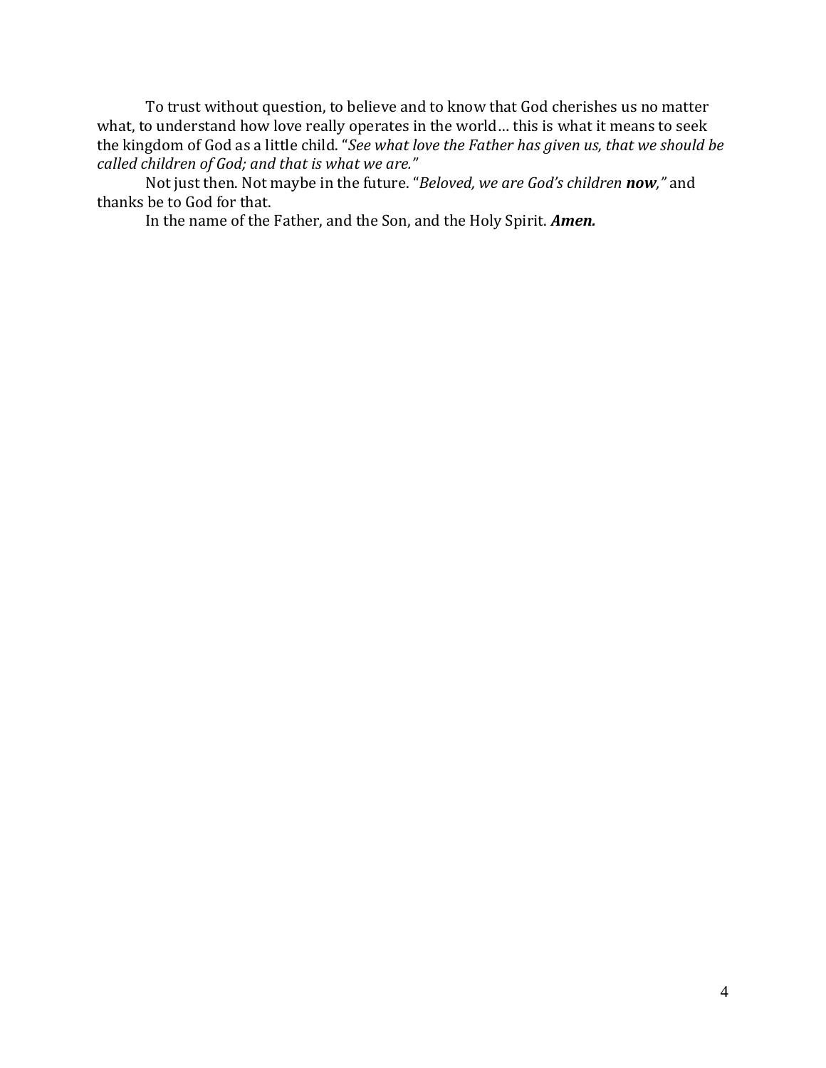To trust without question, to believe and to know that God cherishes us no matter what, to understand how love really operates in the world… this is what it means to seek the kingdom of God as a little child. "*See what love the Father has given us, that we should be called children of God; and that is what we are.*"

Not just then. Not maybe in the future. "*Beloved, we are God's children **now**,*" and thanks be to God for that.

In the name of the Father, and the Son, and the Holy Spirit. ***Amen.***